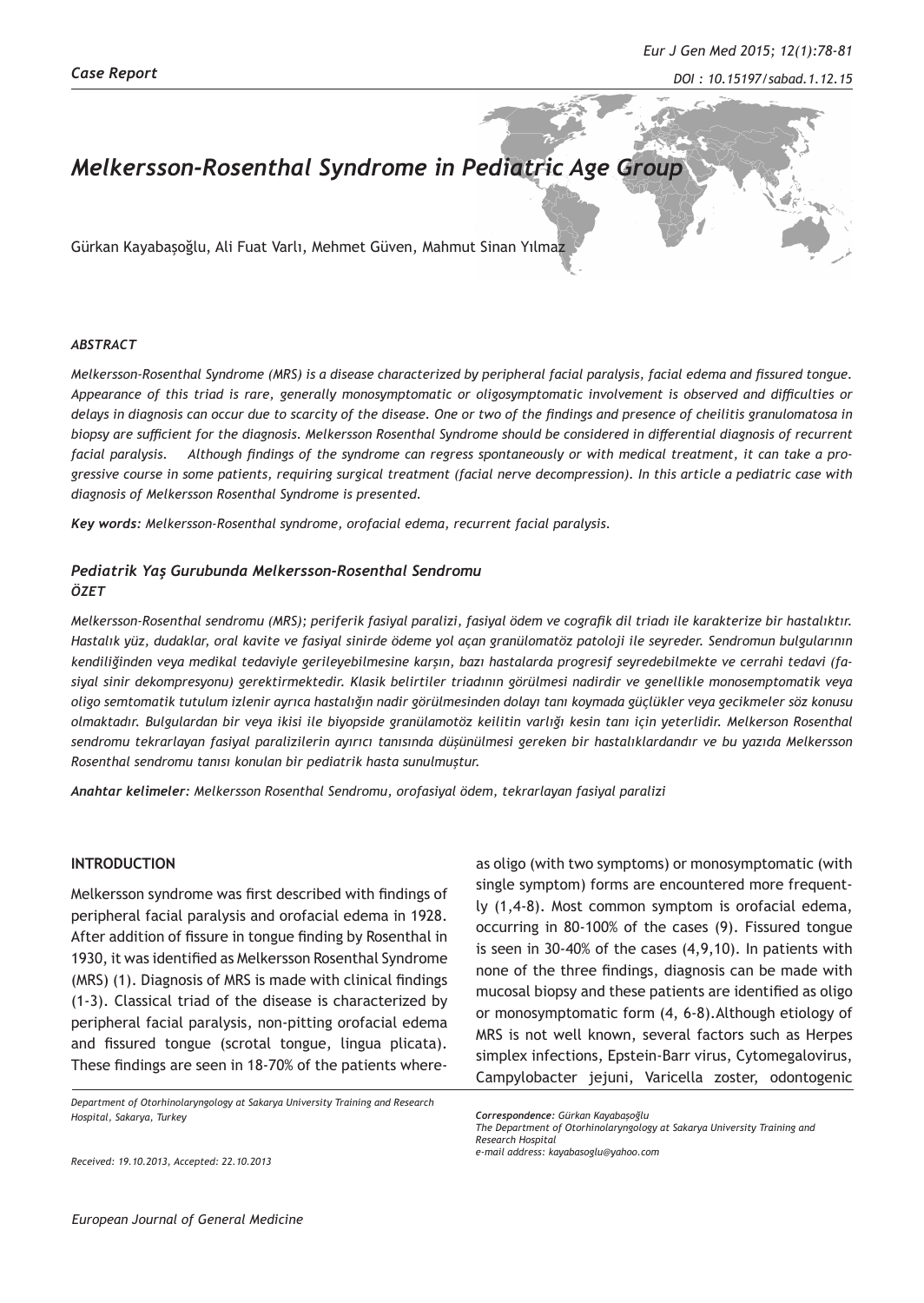*Case Report*

# Melkersson-Rosenthal Syndrome in Pediatric Age Group

Gürkan Kayabaşoğlu, Ali Fuat Varlı, Mehmet Güven, Mahmut Sinan Yılmaz

### *ABSTRACT*

*Melkersson-Rosenthal Syndrome (MRS) is a disease characterized by peripheral facial paralysis, facial edema and fissured tongue. Appearance of this triad is rare, generally monosymptomatic or oligosymptomatic involvement is observed and difficulties or delays in diagnosis can occur due to scarcity of the disease. One or two of the findings and presence of cheilitis granulomatosa in biopsy are sufficient for the diagnosis. Melkersson Rosenthal Syndrome should be considered in differential diagnosis of recurrent facial paralysis. Although findings of the syndrome can regress spontaneously or with medical treatment, it can take a progressive course in some patients, requiring surgical treatment (facial nerve decompression). In this article a pediatric case with diagnosis of Melkersson Rosenthal Syndrome is presented.*

***Key words:*** *Melkersson-Rosenthal syndrome, orofacial edema, recurrent facial paralysis.*

### *Pediatrik Yaş Gurubunda Melkersson-Rosenthal Sendromu*

### *ÖZET*

*Melkersson-Rosenthal sendromu (MRS); periferik fasiyal paralizi, fasiyal ödem ve cografik dil triadı ile karakterize bir hastalıktır. Hastalık yüz, dudaklar, oral kavite ve fasiyal sinirde ödeme yol açan granülomatöz patoloji ile seyreder. Sendromun bulgularının kendiliğinden veya medikal tedaviyle gerileyebilmesine karşın, bazı hastalarda progresif seyredebilmekte ve cerrahi tedavi (fasiyal sinir dekompresyonu) gerektirmektedir. Klasik belirtiler triadının görülmesi nadirdir ve genellikle monosemptomatik veya oligo semtomatik tutulum izlenir ayrıca hastalığın nadir görülmesinden dolayı tanı koymada güçlükler veya gecikmeler söz konusu olmaktadır. Bulgulardan bir veya ikisi ile biyopside granülamotöz keilitin varlığı kesin tanı için yeterlidir. Melkerson Rosenthal sendromu tekrarlayan fasiyal paralizilerin ayırıcı tanısında düşünülmesi gereken bir hastalıklardandır ve bu yazıda Melkersson Rosenthal sendromu tanısı konulan bir pediatrik hasta sunulmuştur.*

***Anahtar kelimeler:*** *Melkersson Rosenthal Sendromu, orofasiyal ödem, tekrarlayan fasiyal paralizi*

## INTRODUCTION

Melkersson syndrome was first described with findings of peripheral facial paralysis and orofacial edema in 1928. After addition of fissure in tongue finding by Rosenthal in 1930, it was identified as Melkersson Rosenthal Syndrome (MRS) (1). Diagnosis of MRS is made with clinical findings (1-3). Classical triad of the disease is characterized by peripheral facial paralysis, non-pitting orofacial edema and fissured tongue (scrotal tongue, lingua plicata). These findings are seen in 18-70% of the patients whereas oligo (with two symptoms) or monosymptomatic (with single symptom) forms are encountered more frequently (1,4-8). Most common symptom is orofacial edema, occurring in 80-100% of the cases (9). Fissured tongue is seen in 30-40% of the cases (4,9,10). In patients with none of the three findings, diagnosis can be made with mucosal biopsy and these patients are identified as oligo or monosymptomatic form (4, 6-8).Although etiology of MRS is not well known, several factors such as Herpes simplex infections, Epstein-Barr virus, Cytomegalovirus, Campylobacter jejuni, Varicella zoster, odontogenic

*Department of Otorhinolaryngology at Sakarya University Training and Research Hospital, Sakarya, Turkey*

*Received: 19.10.2013, Accepted: 22.10.2013*

***Correspondence:*** *Gürkan Kayabaşoğlu*
*The Department of Otorhinolaryngology at Sakarya University Training and Research Hospital*
*e-mail address: kayabasoglu@yahoo.com*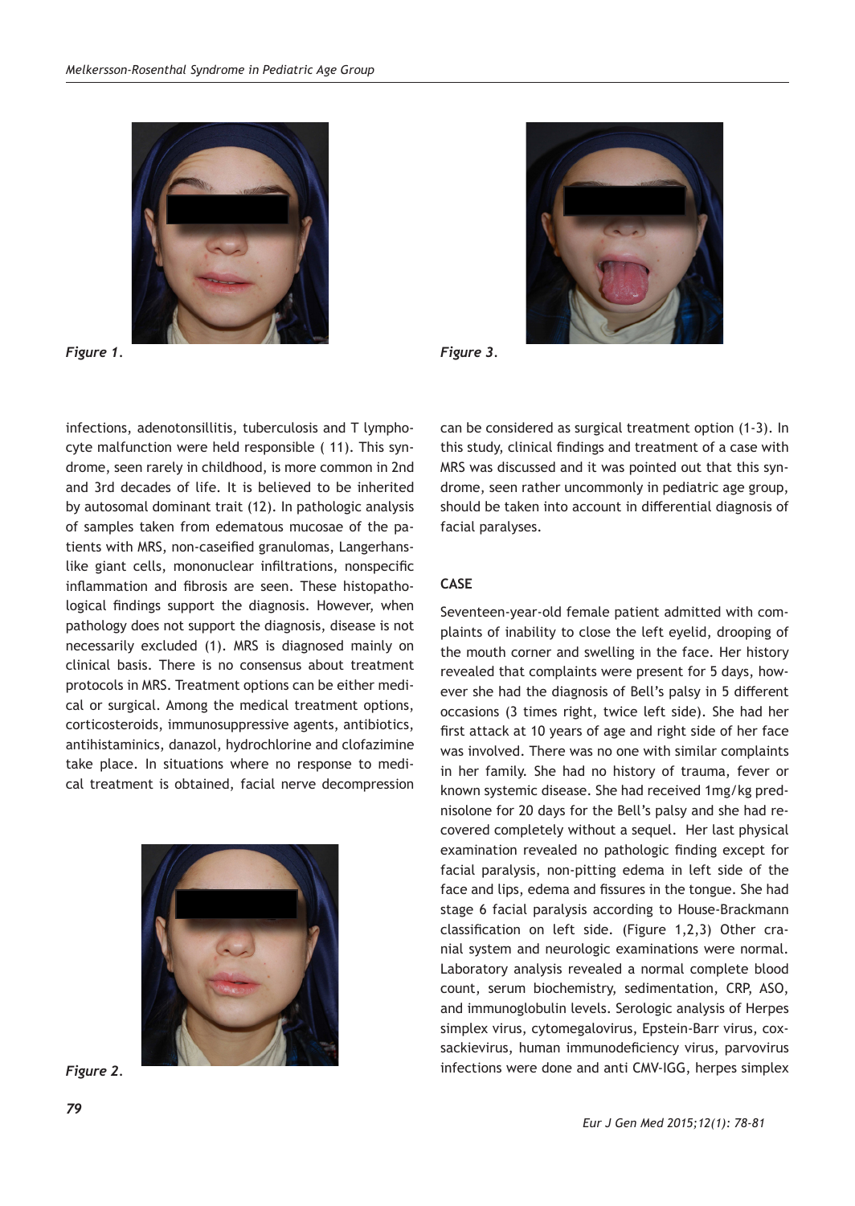Figure 1.

Figure 3.

infections, adenotonsillitis, tuberculosis and T lymphocyte malfunction were held responsible ( 11). This syndrome, seen rarely in childhood, is more common in 2nd and 3rd decades of life. It is believed to be inherited by autosomal dominant trait (12). In pathologic analysis of samples taken from edematous mucosae of the patients with MRS, non-caseified granulomas, Langerhans-like giant cells, mononuclear infiltrations, nonspecific inflammation and fibrosis are seen. These histopathological findings support the diagnosis. However, when pathology does not support the diagnosis, disease is not necessarily excluded (1). MRS is diagnosed mainly on clinical basis. There is no consensus about treatment protocols in MRS. Treatment options can be either medical or surgical. Among the medical treatment options, corticosteroids, immunosuppressive agents, antibiotics, antihistaminics, danazol, hydrochlorine and clofazimine take place. In situations where no response to medical treatment is obtained, facial nerve decompression can be considered as surgical treatment option (1-3). In this study, clinical findings and treatment of a case with MRS was discussed and it was pointed out that this syndrome, seen rather uncommonly in pediatric age group, should be taken into account in differential diagnosis of facial paralyses.

Figure 2.

## CASE

Seventeen-year-old female patient admitted with complaints of inability to close the left eyelid, drooping of the mouth corner and swelling in the face. Her history revealed that complaints were present for 5 days, however she had the diagnosis of Bell's palsy in 5 different occasions (3 times right, twice left side). She had her first attack at 10 years of age and right side of her face was involved. There was no one with similar complaints in her family. She had no history of trauma, fever or known systemic disease. She had received 1mg/kg prednisolone for 20 days for the Bell's palsy and she had recovered completely without a sequel. Her last physical examination revealed no pathologic finding except for facial paralysis, non-pitting edema in left side of the face and lips, edema and fissures in the tongue. She had stage 6 facial paralysis according to House-Brackmann classification on left side. (Figure 1,2,3) Other cranial system and neurologic examinations were normal. Laboratory analysis revealed a normal complete blood count, serum biochemistry, sedimentation, CRP, ASO, and immunoglobulin levels. Serologic analysis of Herpes simplex virus, cytomegalovirus, Epstein-Barr virus, coxsackievirus, human immunodeficiency virus, parvovirus infections were done and anti CMV-IGG, herpes simplex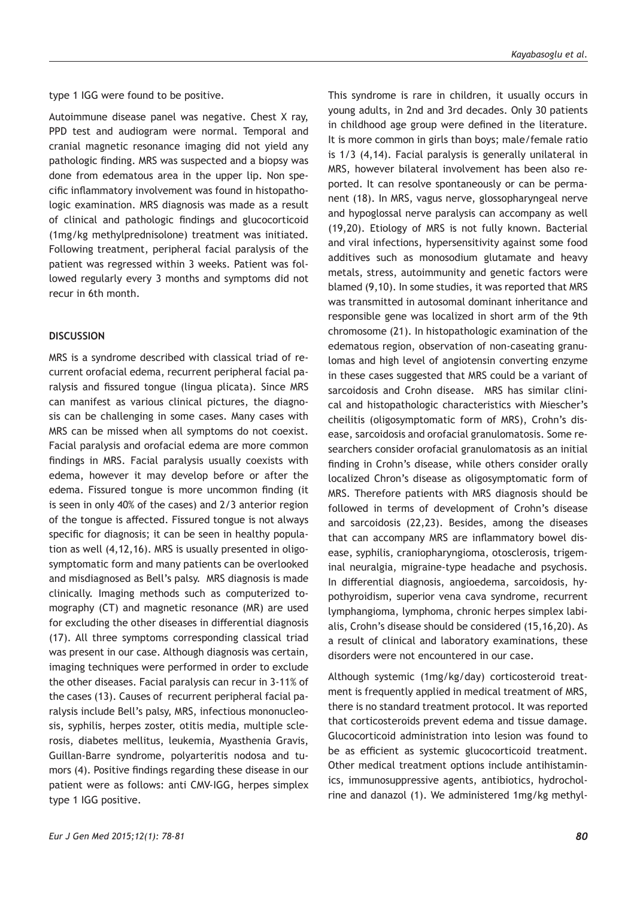type 1 IGG were found to be positive.

Autoimmune disease panel was negative. Chest X ray, PPD test and audiogram were normal. Temporal and cranial magnetic resonance imaging did not yield any pathologic finding. MRS was suspected and a biopsy was done from edematous area in the upper lip. Non specific inflammatory involvement was found in histopathologic examination. MRS diagnosis was made as a result of clinical and pathologic findings and glucocorticoid (1mg/kg methylprednisolone) treatment was initiated. Following treatment, peripheral facial paralysis of the patient was regressed within 3 weeks. Patient was followed regularly every 3 months and symptoms did not recur in 6th month.

## DISCUSSION

MRS is a syndrome described with classical triad of recurrent orofacial edema, recurrent peripheral facial paralysis and fissured tongue (lingua plicata). Since MRS can manifest as various clinical pictures, the diagnosis can be challenging in some cases. Many cases with MRS can be missed when all symptoms do not coexist. Facial paralysis and orofacial edema are more common findings in MRS. Facial paralysis usually coexists with edema, however it may develop before or after the edema. Fissured tongue is more uncommon finding (it is seen in only 40% of the cases) and 2/3 anterior region of the tongue is affected. Fissured tongue is not always specific for diagnosis; it can be seen in healthy population as well (4,12,16). MRS is usually presented in oligosymptomatic form and many patients can be overlooked and misdiagnosed as Bell's palsy. MRS diagnosis is made clinically. Imaging methods such as computerized tomography (CT) and magnetic resonance (MR) are used for excluding the other diseases in differential diagnosis (17). All three symptoms corresponding classical triad was present in our case. Although diagnosis was certain, imaging techniques were performed in order to exclude the other diseases. Facial paralysis can recur in 3-11% of the cases (13). Causes of recurrent peripheral facial paralysis include Bell's palsy, MRS, infectious mononucleosis, syphilis, herpes zoster, otitis media, multiple sclerosis, diabetes mellitus, leukemia, Myasthenia Gravis, Guillan-Barre syndrome, polyarteritis nodosa and tumors (4). Positive findings regarding these disease in our patient were as follows: anti CMV-IGG, herpes simplex type 1 IGG positive.

This syndrome is rare in children, it usually occurs in young adults, in 2nd and 3rd decades. Only 30 patients in childhood age group were defined in the literature. It is more common in girls than boys; male/female ratio is 1/3 (4,14). Facial paralysis is generally unilateral in MRS, however bilateral involvement has been also reported. It can resolve spontaneously or can be permanent (18). In MRS, vagus nerve, glossopharyngeal nerve and hypoglossal nerve paralysis can accompany as well (19,20). Etiology of MRS is not fully known. Bacterial and viral infections, hypersensitivity against some food additives such as monosodium glutamate and heavy metals, stress, autoimmunity and genetic factors were blamed (9,10). In some studies, it was reported that MRS was transmitted in autosomal dominant inheritance and responsible gene was localized in short arm of the 9th chromosome (21). In histopathologic examination of the edematous region, observation of non-caseating granulomas and high level of angiotensin converting enzyme in these cases suggested that MRS could be a variant of sarcoidosis and Crohn disease. MRS has similar clinical and histopathologic characteristics with Miescher's cheilitis (oligosymptomatic form of MRS), Crohn's disease, sarcoidosis and orofacial granulomatosis. Some researchers consider orofacial granulomatosis as an initial finding in Crohn's disease, while others consider orally localized Chron's disease as oligosymptomatic form of MRS. Therefore patients with MRS diagnosis should be followed in terms of development of Crohn's disease and sarcoidosis (22,23). Besides, among the diseases that can accompany MRS are inflammatory bowel disease, syphilis, craniopharyngioma, otosclerosis, trigeminal neuralgia, migraine-type headache and psychosis. In differential diagnosis, angioedema, sarcoidosis, hypothyroidism, superior vena cava syndrome, recurrent lymphangioma, lymphoma, chronic herpes simplex labialis, Crohn's disease should be considered (15,16,20). As a result of clinical and laboratory examinations, these disorders were not encountered in our case.

Although systemic (1mg/kg/day) corticosteroid treatment is frequently applied in medical treatment of MRS, there is no standard treatment protocol. It was reported that corticosteroids prevent edema and tissue damage. Glucocorticoid administration into lesion was found to be as efficient as systemic glucocorticoid treatment. Other medical treatment options include antihistaminics, immunosuppressive agents, antibiotics, hydrocholrine and danazol (1). We administered 1mg/kg methyl-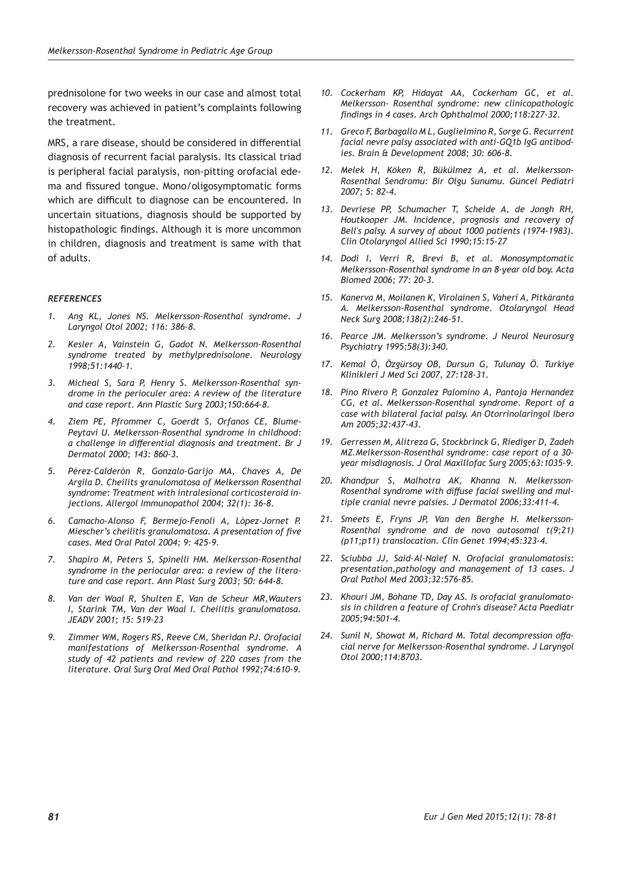prednisolone for two weeks in our case and almost total recovery was achieved in patient's complaints following the treatment.

MRS, a rare disease, should be considered in differential diagnosis of recurrent facial paralysis. Its classical triad is peripheral facial paralysis, non-pitting orofacial edema and fissured tongue. Mono/oligosymptomatic forms which are difficult to diagnose can be encountered. In uncertain situations, diagnosis should be supported by histopathologic findings. Although it is more uncommon in children, diagnosis and treatment is same with that of adults.

### *REFERENCES*

1. *Ang KL, Jones NS. Melkersson-Rosenthal syndrome. J Laryngol Otol 2002; 116: 386-8.*
2. *Kesler A, Vainstein G, Gadot N. Melkersson-Rosenthal syndrome treated by methylprednisolone. Neurology 1998;51:1440-1.*
3. *Micheal S, Sara P, Henry S. Melkersson-Rosenthal syndrome in the perioculer area: A review of the literature and case report. Ann Plastic Surg 2003;150:664-8.*
4. *Ziem PE, Pfrommer C, Goerdt S, Orfanos CE, Blume-Peytavi U. Melkersson-Rosenthal syndrome in childhood: a challenge in differential diagnosis and treatment. Br J Dermatol 2000; 143: 860-3.*
5. *Pèrez-Calderòn R, Gonzalo-Garijo MA, Chaves A, De Argila D. Cheilits granulomatosa of Melkersson Rosenthal syndrome: Treatment with intralesional corticosteroid injections. Allergol Immunopathol 2004; 32(1): 36-8.*
6. *Camacho-Alonso F, Bermejo-Fenoli A, Lòpez-Jornet P. Miescher's cheilitis granulomatosa. A presentation of five cases. Med Oral Patol 2004; 9: 425-9.*
7. *Shapiro M, Peters S, Spinelli HM. Melkersson-Rosenthal syndrome in the periocular area: a review of the literature and case report. Ann Plast Surg 2003; 50: 644-8.*
8. *Van der Waal R, Shulten E, Van de Scheur MR,Wauters I, Starink TM, Van der Waal I. Cheilitis granulomatosa. JEADV 2001; 15: 519-23*
9. *Zimmer WM, Rogers RS, Reeve CM, Sheridan PJ. Orofacial manifestations of Melkersson-Rosenthal syndrome. A study of 42 patients and review of 220 cases from the literature. Oral Surg Oral Med Oral Pathol 1992;74:610-9.*
10. *Cockerham KP, Hidayat AA, Cockerham GC, et al. Melkersson- Rosenthal syndrome: new clinicopathologic findings in 4 cases. Arch Ophthalmol 2000;118:227-32.*
11. *Greco F, Barbagallo M L, Guglielmino R, Sorge G. Recurrent facial nevre palsy associated with anti-GQ1b IgG antibodies. Brain & Development 2008; 30: 606-8.*
12. *Melek H, Köken R, Bükülmez A, et al. Melkersson-Rosenthal Sendromu: Bir Olgu Sunumu. Güncel Pediatri 2007; 5: 82-4.*
13. *Devriese PP, Schumacher T, Scheide A, de Jongh RH, Houtkooper JM. Incidence, prognosis and recovery of Bell's palsy. A survey of about 1000 patients (1974-1983). Clin Otolaryngol Allied Sci 1990;15:15-27*
14. *Dodi I, Verri R, Brevi B, et al. Monosymptomatic Melkersson-Rosenthal syndrome in an 8-year old boy. Acta Biomed 2006; 77: 20-3.*
15. *Kanerva M, Moilanen K, Virolainen S, Vaheri A, Pitkäranta A. Melkersson-Rosenthal syndrome. Otolaryngol Head Neck Surg 2008;138(2):246-51.*
16. *Pearce JM. Melkersson's syndrome. J Neurol Neurosurg Psychiatry 1995;58(3):340.*
17. *Kemal Ö, Özgürsoy OB, Dursun G, Tulunay Ö. Turkiye Klinikleri J Med Sci 2007, 27:128-31.*
18. *Pino Rivero P, Gonzalez Palomino A, Pantoja Hernandez CG, et al. Melkersson-Rosenthal syndrome. Report of a case with bilateral facial palsy. An Otorrinolaringol Ibero Am 2005;32:437-43.*
19. *Gerressen M, Alitreza G, Stockbrinck G, Riediger D, Zadeh MZ.Melkersson-Rosenthal syndrome: case report of a 30-year misdiagnosis. J Oral Maxillofac Surg 2005;63:1035-9.*
20. *Khandpur S, Malhotra AK, Khanna N. Melkersson-Rosenthal syndrome with diffuse facial swelling and multiple cranial nevre palsies. J Dermatol 2006;33:411-4.*
21. *Smeets E, Fryns JP, Van den Berghe H. Melkersson-Rosenthal syndrome and de novo autosomal t(9;21) (p11;p11) translocation. Clin Genet 1994;45:323-4.*
22. *Sciubba JJ, Said-Al-Naief N. Orofacial granulomatosis: presentation,pathology and management of 13 cases. J Oral Pathol Med 2003;32:576-85.*
23. *Khouri JM, Bohane TD, Day AS. Is orofacial granulomatosis in children a feature of Crohn's disease? Acta Paediatr 2005;94:501-4.*
24. *Sunil N, Showat M, Richard M. Total decompression offacial nerve for Melkersson-Rosenthal syndrome. J Laryngol Otol 2000;114:8703.*